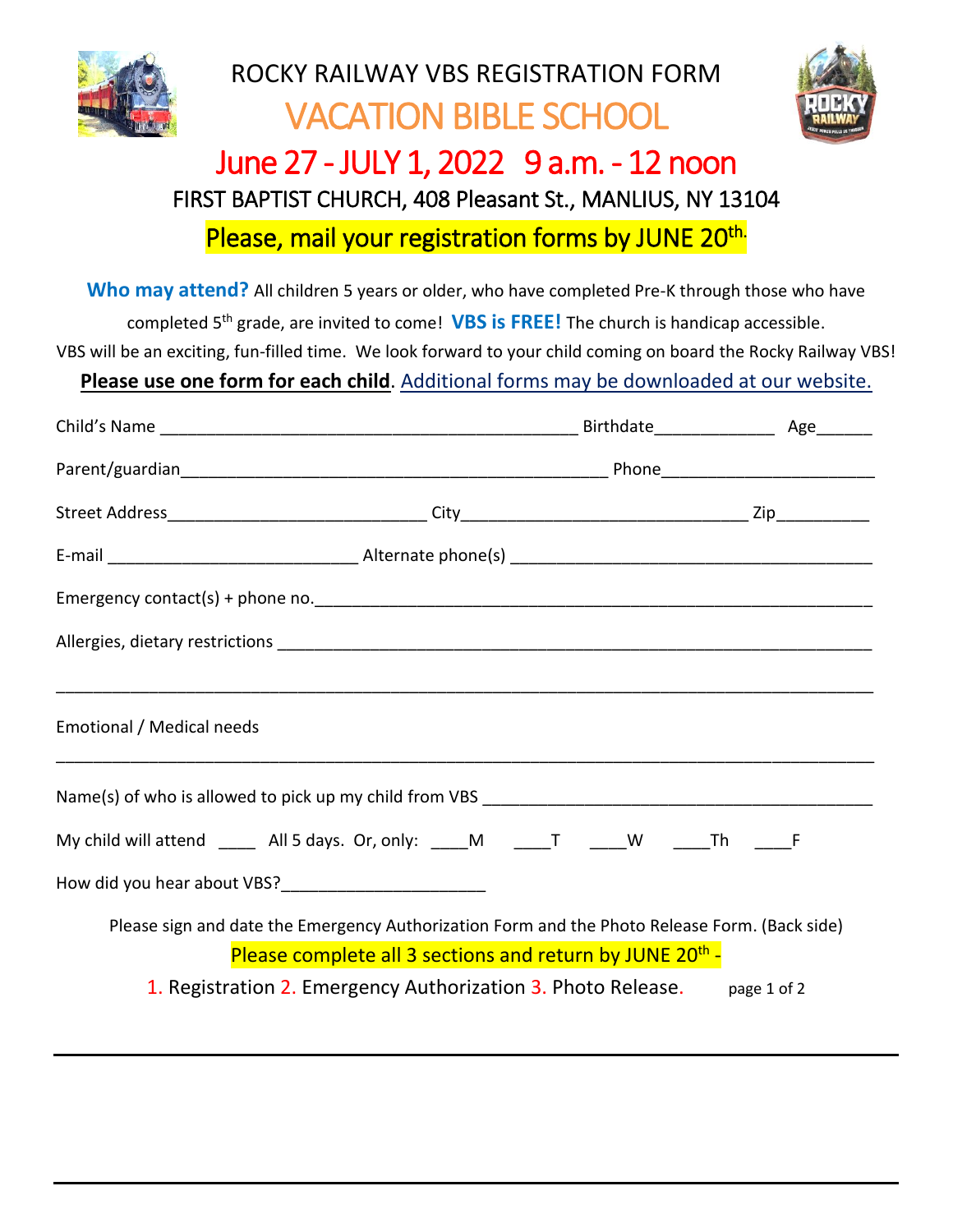# ROCKY RAILWAY VBS REGISTRATION FORM

# VACATION BIBLE SCHOOL

## June 27 - JULY 1, 2022 9 a.m. - 12 noon

### FIRST BAPTIST CHURCH, 408 Pleasant St., MANLIUS, NY 13104

### Please, mail your registration forms by JUNE 20th.

**Who may attend?** All children 5 years or older, who have completed Pre-K through those who have completed 5th grade, are invited to come! **VBS is FREE!** The church is handicap accessible. VBS will be an exciting, fun-filled time. We look forward to your child coming on board the Rocky Railway VBS!

**Please use one form for each child**. Additional forms may be downloaded at our website.

Child's Name _____________________________________________ Birthdate_____________ Age______

Parent/guardian_______________________________________________ Phone______________________

Street Address___________________________ City______________________________ Zip__________

E-mail __________________________ Alternate phone(s) ______________________________________

Emergency contact(s) + phone no.____________________________________________________________

Allergies, dietary restrictions ________________________________________________________________

_______________________________________________________________________________________

Emotional / Medical needs

_______________________________________________________________________________________

Name(s) of who is allowed to pick up my child from VBS __________________________________________

My child will attend ____ All 5 days. Or, only: ____M ____T ____W ____Th ____F

How did you hear about VBS?______________________

Please sign and date the Emergency Authorization Form and the Photo Release Form. (Back side)

Please complete all 3 sections and return by JUNE 20th -

1. Registration 2. Emergency Authorization 3. Photo Release.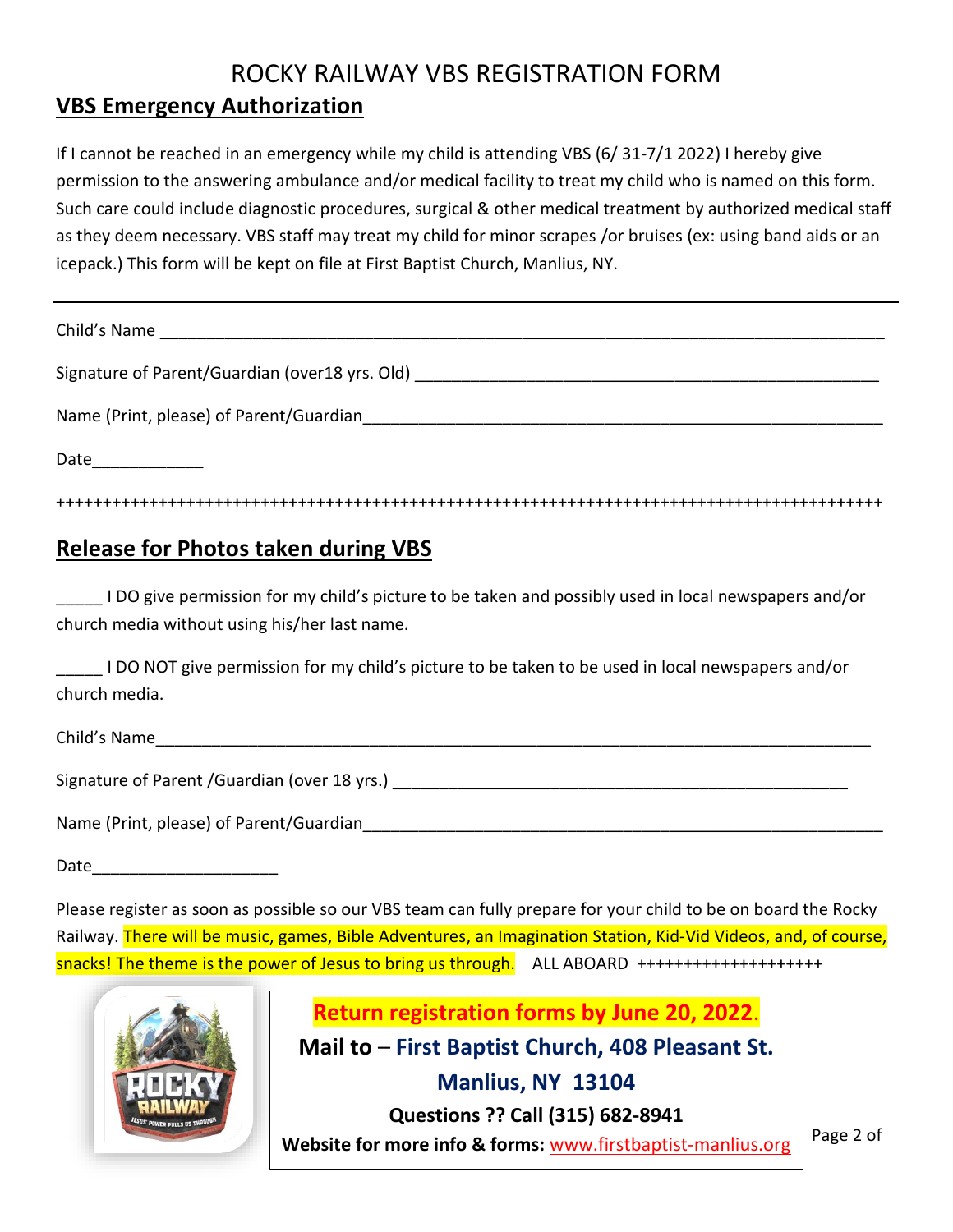# ROCKY RAILWAY VBS REGISTRATION FORM

## VBS Emergency Authorization

If I cannot be reached in an emergency while my child is attending VBS (6/ 31-7/1 2022) I hereby give permission to the answering ambulance and/or medical facility to treat my child who is named on this form. Such care could include diagnostic procedures, surgical & other medical treatment by authorized medical staff as they deem necessary. VBS staff may treat my child for minor scrapes /or bruises (ex: using band aids or an icepack.) This form will be kept on file at First Baptist Church, Manlius, NY.

---

Child's Name ________________________________________________________________________________

Signature of Parent/Guardian (over18 yrs. Old) ____________________________________________________

Name (Print, please) of Parent/Guardian_______________________________________________________

Date____________

++++++++++++++++++++++++++++++++++++++++++++++++++++++++++++++++++++++++++++++++++++++++++

## Release for Photos taken during VBS

_____ I DO give permission for my child's picture to be taken and possibly used in local newspapers and/or church media without using his/her last name.

_____ I DO NOT give permission for my child's picture to be taken to be used in local newspapers and/or church media.

Child's Name________________________________________________________________________________

Signature of Parent /Guardian (over 18 yrs.) ____________________________________________________

Name (Print, please) of Parent/Guardian_______________________________________________________

Date____________________

Please register as soon as possible so our VBS team can fully prepare for your child to be on board the Rocky Railway. There will be music, games, Bible Adventures, an Imagination Station, Kid-Vid Videos, and, of course, snacks! The theme is the power of Jesus to bring us through. ALL ABOARD ++++++++++++++++++++

**Return registration forms by June 20, 2022.**

**Mail to – First Baptist Church, 408 Pleasant St. Manlius, NY 13104**

**Questions ?? Call (315) 682-8941**

**Website for more info & forms:** www.firstbaptist-manlius.org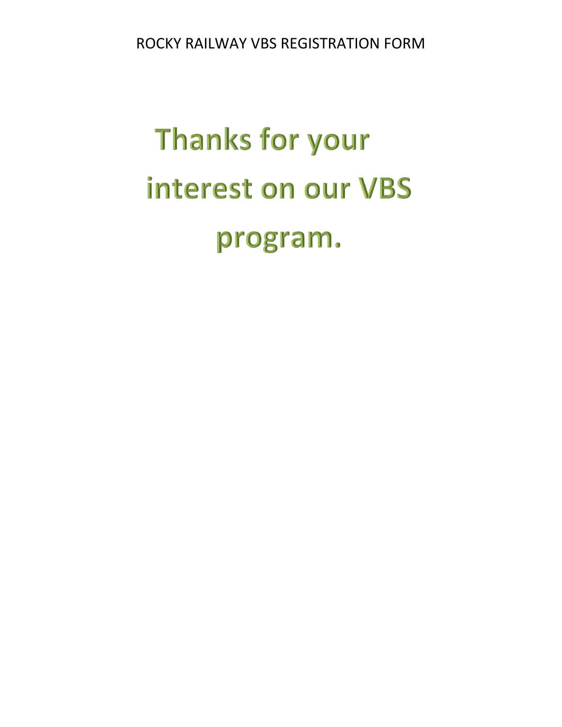# Thanks for your interest on our VBS program.